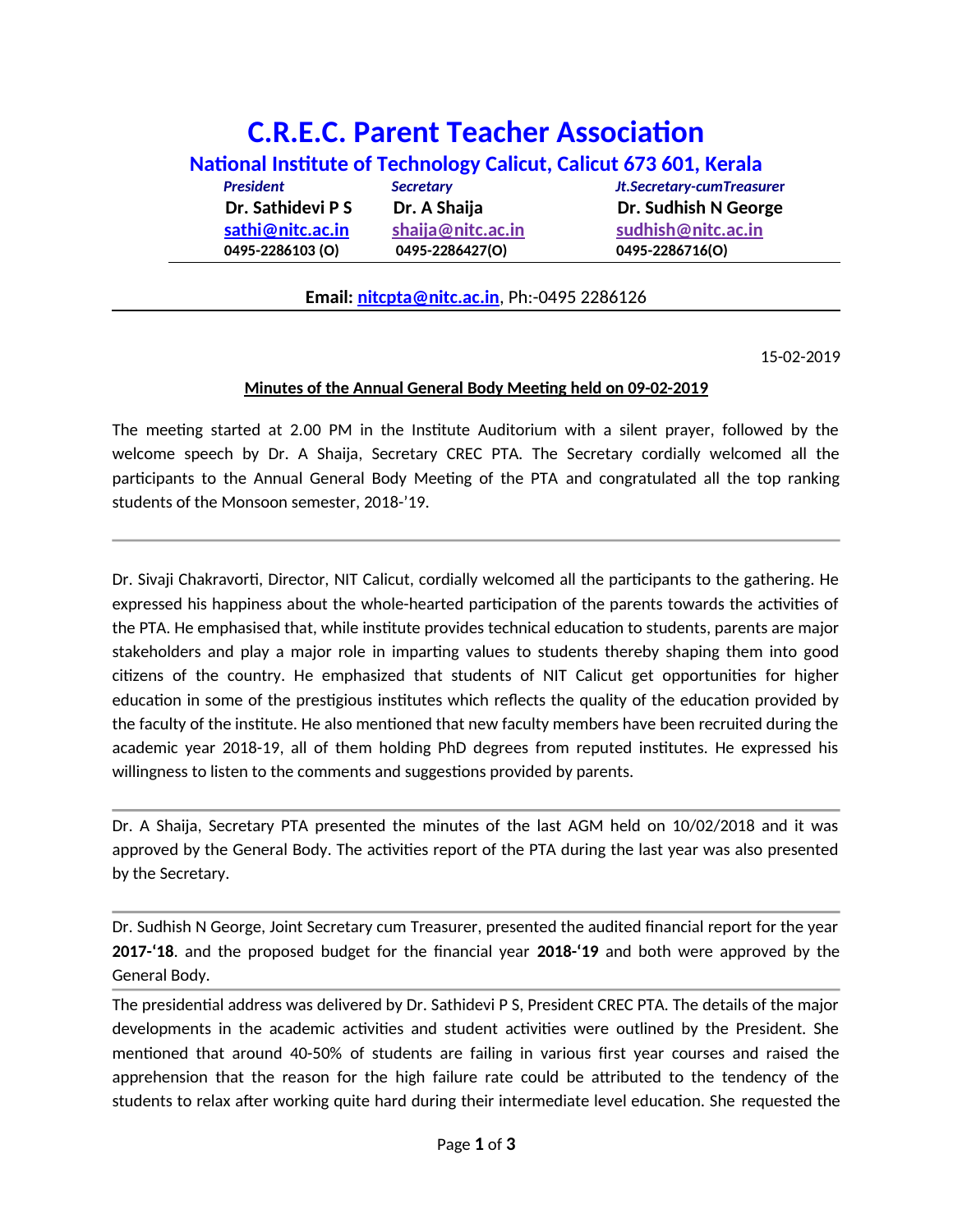# C.R.E.C. Parent Teacher Association

## National Institute of Technology Calicut, Calicut 673 601, Kerala

| *President* | *Secretary* | *Jt.Secretary-cumTreasurer* |
|---|---|---|
| **Dr. Sathidevi P S** | **Dr. A Shaija** | **Dr. Sudhish N George** |
| **sathi@nitc.ac.in** | **shaija@nitc.ac.in** | **sudhish@nitc.ac.in** |
| **0495-2286103 (O)** | **0495-2286427(O)** | **0495-2286716(O)** |

**Email:** **nitcpta@nitc.ac.in**, Ph:-0495 2286126

---

15-02-2019

**Minutes of the Annual General Body Meeting held on 09-02-2019**

The meeting started at 2.00 PM in the Institute Auditorium with a silent prayer, followed by the welcome speech by Dr. A Shaija, Secretary CREC PTA. The Secretary cordially welcomed all the participants to the Annual General Body Meeting of the PTA and congratulated all the top ranking students of the Monsoon semester, 2018-'19.

---

Dr. Sivaji Chakravorti, Director, NIT Calicut, cordially welcomed all the participants to the gathering. He expressed his happiness about the whole-hearted participation of the parents towards the activities of the PTA. He emphasised that, while institute provides technical education to students, parents are major stakeholders and play a major role in imparting values to students thereby shaping them into good citizens of the country. He emphasized that students of NIT Calicut get opportunities for higher education in some of the prestigious institutes which reflects the quality of the education provided by the faculty of the institute. He also mentioned that new faculty members have been recruited during the academic year 2018-19, all of them holding PhD degrees from reputed institutes. He expressed his willingness to listen to the comments and suggestions provided by parents.

---

Dr. A Shaija, Secretary PTA presented the minutes of the last AGM held on 10/02/2018 and it was approved by the General Body. The activities report of the PTA during the last year was also presented by the Secretary.

---

Dr. Sudhish N George, Joint Secretary cum Treasurer, presented the audited financial report for the year **2017-'18**. and the proposed budget for the financial year **2018-'19** and both were approved by the General Body.

---

The presidential address was delivered by Dr. Sathidevi P S, President CREC PTA. The details of the major developments in the academic activities and student activities were outlined by the President. She mentioned that around 40-50% of students are failing in various first year courses and raised the apprehension that the reason for the high failure rate could be attributed to the tendency of the students to relax after working quite hard during their intermediate level education. She requested the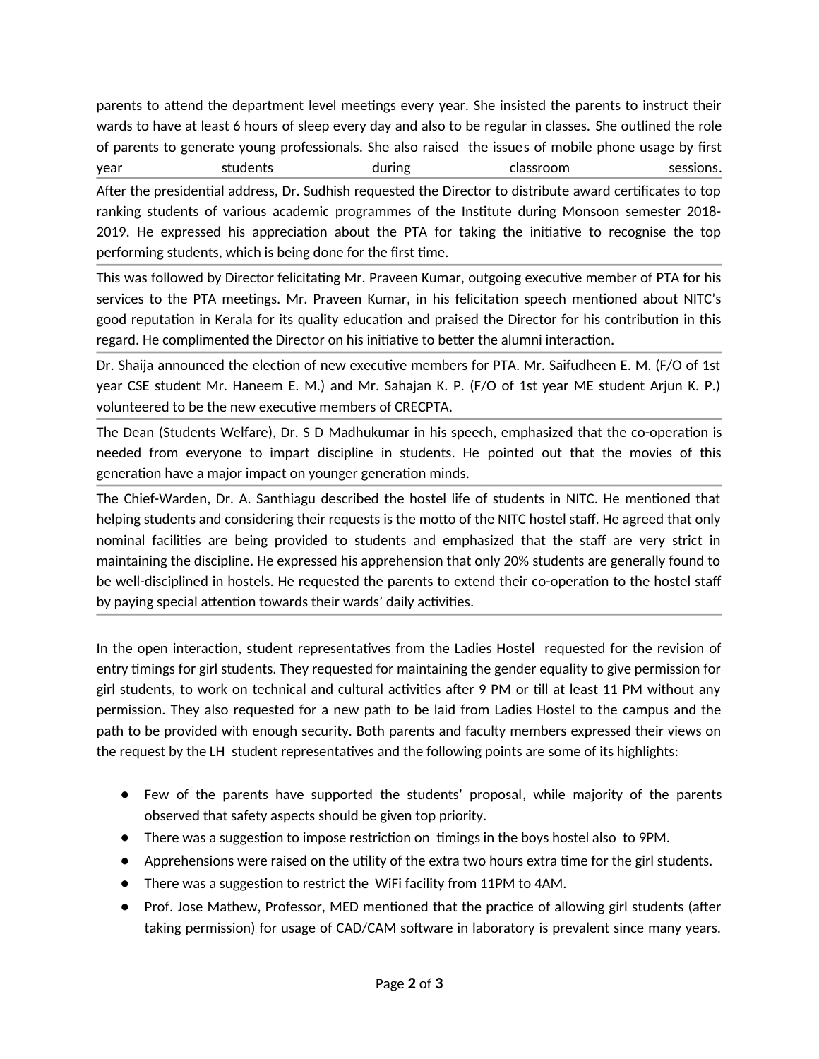parents to attend the department level meetings every year. She insisted the parents to instruct their wards to have at least 6 hours of sleep every day and also to be regular in classes. She outlined the role of parents to generate young professionals. She also raised the issues of mobile phone usage by first year students during classroom sessions.

After the presidential address, Dr. Sudhish requested the Director to distribute award certificates to top ranking students of various academic programmes of the Institute during Monsoon semester 2018-2019. He expressed his appreciation about the PTA for taking the initiative to recognise the top performing students, which is being done for the first time.

This was followed by Director felicitating Mr. Praveen Kumar, outgoing executive member of PTA for his services to the PTA meetings. Mr. Praveen Kumar, in his felicitation speech mentioned about NITC's good reputation in Kerala for its quality education and praised the Director for his contribution in this regard. He complimented the Director on his initiative to better the alumni interaction.

Dr. Shaija announced the election of new executive members for PTA. Mr. Saifudheen E. M. (F/O of 1st year CSE student Mr. Haneem E. M.) and Mr. Sahajan K. P. (F/O of 1st year ME student Arjun K. P.) volunteered to be the new executive members of CRECPTA.

The Dean (Students Welfare), Dr. S D Madhukumar in his speech, emphasized that the co-operation is needed from everyone to impart discipline in students. He pointed out that the movies of this generation have a major impact on younger generation minds.

The Chief-Warden, Dr. A. Santhiagu described the hostel life of students in NITC. He mentioned that helping students and considering their requests is the motto of the NITC hostel staff. He agreed that only nominal facilities are being provided to students and emphasized that the staff are very strict in maintaining the discipline. He expressed his apprehension that only 20% students are generally found to be well-disciplined in hostels. He requested the parents to extend their co-operation to the hostel staff by paying special attention towards their wards' daily activities.

In the open interaction, student representatives from the Ladies Hostel requested for the revision of entry timings for girl students. They requested for maintaining the gender equality to give permission for girl students, to work on technical and cultural activities after 9 PM or till at least 11 PM without any permission. They also requested for a new path to be laid from Ladies Hostel to the campus and the path to be provided with enough security. Both parents and faculty members expressed their views on the request by the LH student representatives and the following points are some of its highlights:

- Few of the parents have supported the students' proposal, while majority of the parents observed that safety aspects should be given top priority.
- There was a suggestion to impose restriction on timings in the boys hostel also to 9PM.
- Apprehensions were raised on the utility of the extra two hours extra time for the girl students.
- There was a suggestion to restrict the WiFi facility from 11PM to 4AM.
- Prof. Jose Mathew, Professor, MED mentioned that the practice of allowing girl students (after taking permission) for usage of CAD/CAM software in laboratory is prevalent since many years.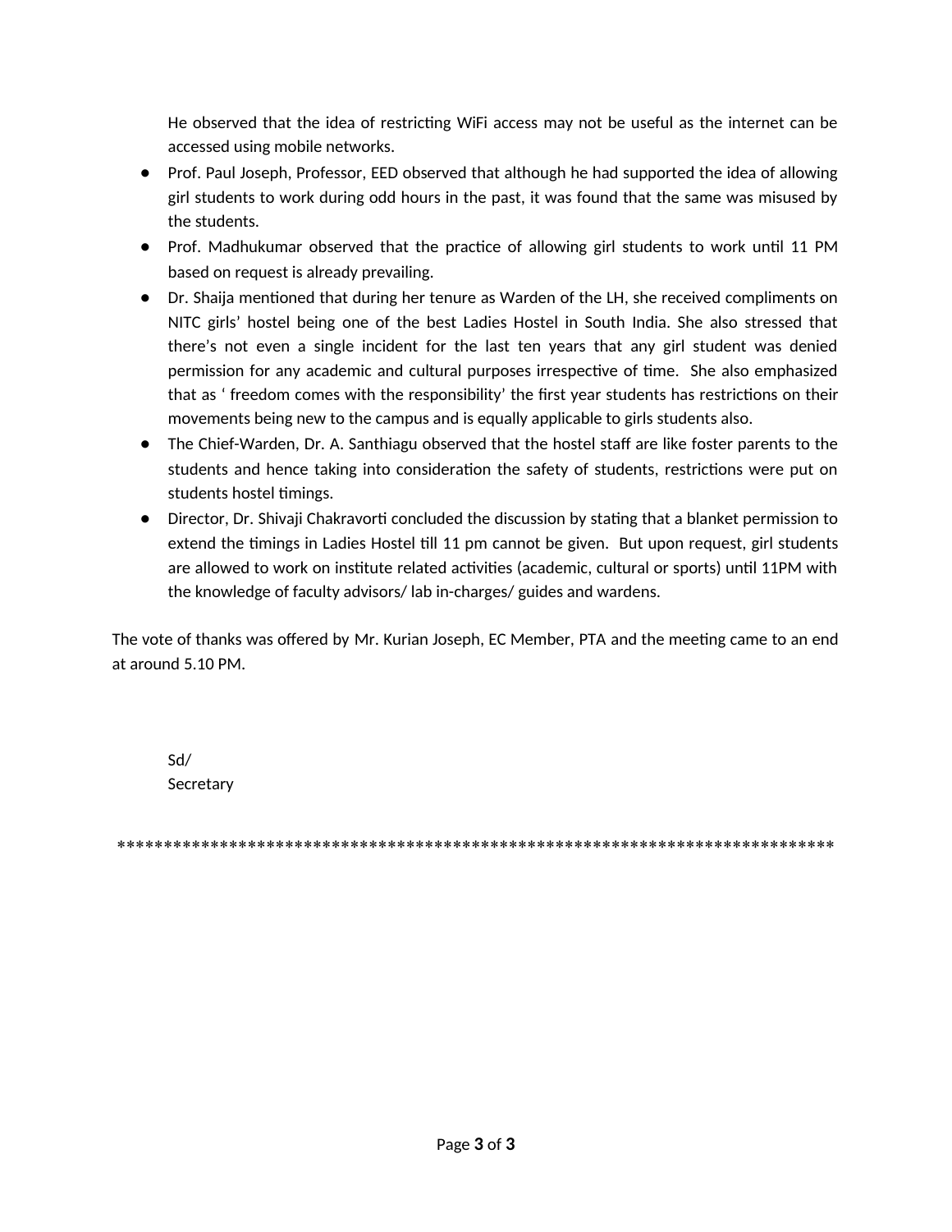He observed that the idea of restricting WiFi access may not be useful as the internet can be accessed using mobile networks.

- Prof. Paul Joseph, Professor, EED observed that although he had supported the idea of allowing girl students to work during odd hours in the past, it was found that the same was misused by the students.
- Prof. Madhukumar observed that the practice of allowing girl students to work until 11 PM based on request is already prevailing.
- Dr. Shaija mentioned that during her tenure as Warden of the LH, she received compliments on NITC girls' hostel being one of the best Ladies Hostel in South India. She also stressed that there's not even a single incident for the last ten years that any girl student was denied permission for any academic and cultural purposes irrespective of time. She also emphasized that as ' freedom comes with the responsibility' the first year students has restrictions on their movements being new to the campus and is equally applicable to girls students also.
- The Chief-Warden, Dr. A. Santhiagu observed that the hostel staff are like foster parents to the students and hence taking into consideration the safety of students, restrictions were put on students hostel timings.
- Director, Dr. Shivaji Chakravorti concluded the discussion by stating that a blanket permission to extend the timings in Ladies Hostel till 11 pm cannot be given. But upon request, girl students are allowed to work on institute related activities (academic, cultural or sports) until 11PM with the knowledge of faculty advisors/ lab in-charges/ guides and wardens.

The vote of thanks was offered by Mr. Kurian Joseph, EC Member, PTA and the meeting came to an end at around 5.10 PM.

Sd/
Secretary

********************************************************************************